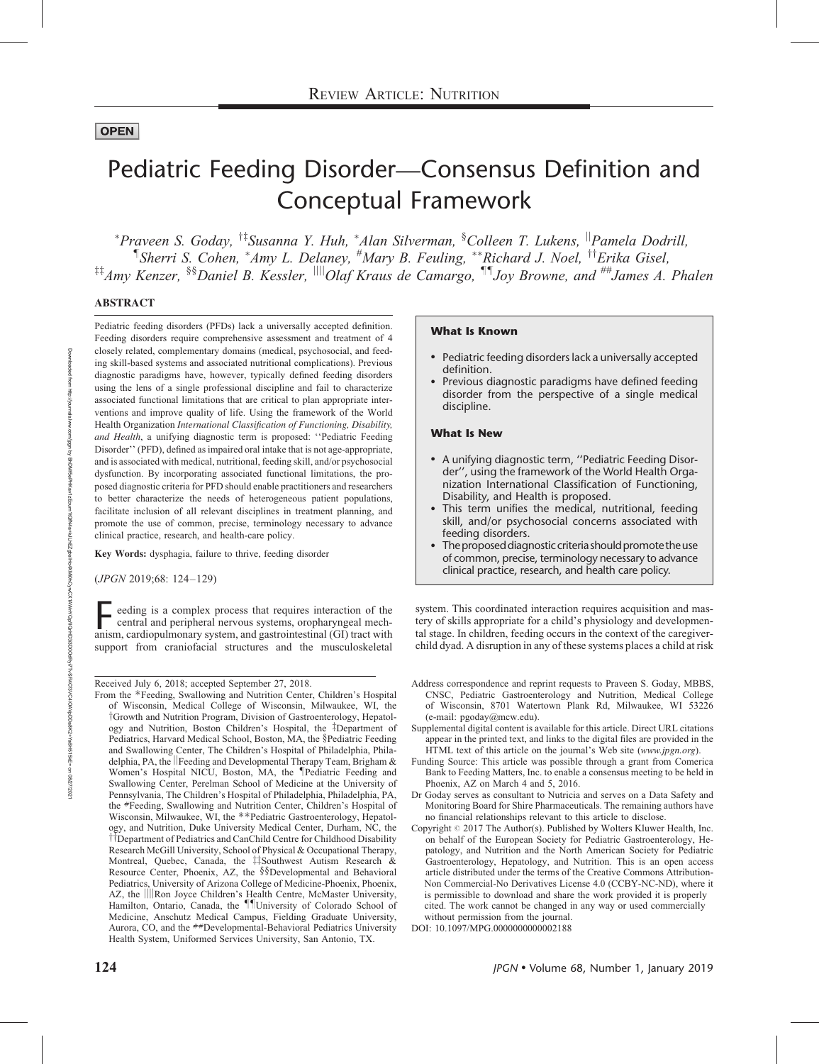Review Article: Nutrition

OPEN

# Pediatric Feeding Disorder—Consensus Definition and Conceptual Framework

[*]Praveen S. Goday, [†‡]Susanna Y. Huh, [*]Alan Silverman, [§]Colleen T. Lukens, [||]Pamela Dodrill, [¶]Sherri S. Cohen, [*]Amy L. Delaney, [#]Mary B. Feuling, [**]Richard J. Noel, [††]Erika Gisel, [‡‡]Amy Kenzer, [§§]Daniel B. Kessler, [||||]Olaf Kraus de Camargo, [¶¶]Joy Browne, and [##]James A. Phalen

## ABSTRACT

Pediatric feeding disorders (PFDs) lack a universally accepted definition. Feeding disorders require comprehensive assessment and treatment of 4 closely related, complementary domains (medical, psychosocial, and feeding skill-based systems and associated nutritional complications). Previous diagnostic paradigms have, however, typically defined feeding disorders using the lens of a single professional discipline and fail to characterize associated functional limitations that are critical to plan appropriate interventions and improve quality of life. Using the framework of the World Health Organization *International Classification of Functioning, Disability, and Health*, a unifying diagnostic term is proposed: ''Pediatric Feeding Disorder'' (PFD), defined as impaired oral intake that is not age-appropriate, and is associated with medical, nutritional, feeding skill, and/or psychosocial dysfunction. By incorporating associated functional limitations, the proposed diagnostic criteria for PFD should enable practitioners and researchers to better characterize the needs of heterogeneous patient populations, facilitate inclusion of all relevant disciplines in treatment planning, and promote the use of common, precise, terminology necessary to advance clinical practice, research, and health-care policy.

**Key Words:** dysphagia, failure to thrive, feeding disorder

(*JPGN* 2019;68: 124–129)

### What Is Known

- Pediatric feeding disorders lack a universally accepted definition.
- Previous diagnostic paradigms have defined feeding disorder from the perspective of a single medical discipline.

### What Is New

- A unifying diagnostic term, ''Pediatric Feeding Disorder'', using the framework of the World Health Organization International Classification of Functioning, Disability, and Health is proposed.
- This term unifies the medical, nutritional, feeding skill, and/or psychosocial concerns associated with feeding disorders.
- The proposed diagnostic criteria should promote the use of common, precise, terminology necessary to advance clinical practice, research, and health care policy.

Feeding is a complex process that requires interaction of the central and peripheral nervous systems, oropharyngeal mechanism, cardiopulmonary system, and gastrointestinal (GI) tract with support from craniofacial structures and the musculoskeletal system. This coordinated interaction requires acquisition and mastery of skills appropriate for a child's physiology and developmental stage. In children, feeding occurs in the context of the caregiver-child dyad. A disruption in any of these systems places a child at risk

Received July 6, 2018; accepted September 27, 2018.

From the *Feeding, Swallowing and Nutrition Center, Children's Hospital of Wisconsin, Medical College of Wisconsin, Milwaukee, WI, the †Growth and Nutrition Program, Division of Gastroenterology, Hepatology and Nutrition, Boston Children's Hospital, the ‡Department of Pediatrics, Harvard Medical School, Boston, MA, the §Pediatric Feeding and Swallowing Center, The Children's Hospital of Philadelphia, Philadelphia, PA, the ||Feeding and Developmental Therapy Team, Brigham & Women's Hospital NICU, Boston, MA, the ¶Pediatric Feeding and Swallowing Center, Perelman School of Medicine at the University of Pennsylvania, The Children's Hospital of Philadelphia, Philadelphia, PA, the #Feeding, Swallowing and Nutrition Center, Children's Hospital of Wisconsin, Milwaukee, WI, the **Pediatric Gastroenterology, Hepatology, and Nutrition, Duke University Medical Center, Durham, NC, the ††Department of Pediatrics and CanChild Centre for Childhood Disability Research McGill University, School of Physical & Occupational Therapy, Montreal, Quebec, Canada, the ‡‡Southwest Autism Research & Resource Center, Phoenix, AZ, the §§Developmental and Behavioral Pediatrics, University of Arizona College of Medicine-Phoenix, Phoenix, AZ, the ||||Ron Joyce Children's Health Centre, McMaster University, Hamilton, Ontario, Canada, the ¶¶University of Colorado School of Medicine, Anschutz Medical Campus, Fielding Graduate University, Aurora, CO, and the ##Developmental-Behavioral Pediatrics University Health System, Uniformed Services University, San Antonio, TX.

Address correspondence and reprint requests to Praveen S. Goday, MBBS, CNSC, Pediatric Gastroenterology and Nutrition, Medical College of Wisconsin, 8701 Watertown Plank Rd, Milwaukee, WI 53226 (e-mail: pgoday@mcw.edu).

Supplemental digital content is available for this article. Direct URL citations appear in the printed text, and links to the digital files are provided in the HTML text of this article on the journal's Web site (*www.jpgn.org*).

Funding Source: This article was possible through a grant from Comerica Bank to Feeding Matters, Inc. to enable a consensus meeting to be held in Phoenix, AZ on March 4 and 5, 2016.

Dr Goday serves as consultant to Nutricia and serves on a Data Safety and Monitoring Board for Shire Pharmaceuticals. The remaining authors have no financial relationships relevant to this article to disclose.

Copyright © 2017 The Author(s). Published by Wolters Kluwer Health, Inc. on behalf of the European Society for Pediatric Gastroenterology, Hepatology, and Nutrition and the North American Society for Pediatric Gastroenterology, Hepatology, and Nutrition. This is an open access article distributed under the terms of the Creative Commons Attribution-Non Commercial-No Derivatives License 4.0 (CCBY-NC-ND), where it is permissible to download and share the work provided it is properly cited. The work cannot be changed in any way or used commercially without permission from the journal.

DOI: 10.1097/MPG.0000000000002188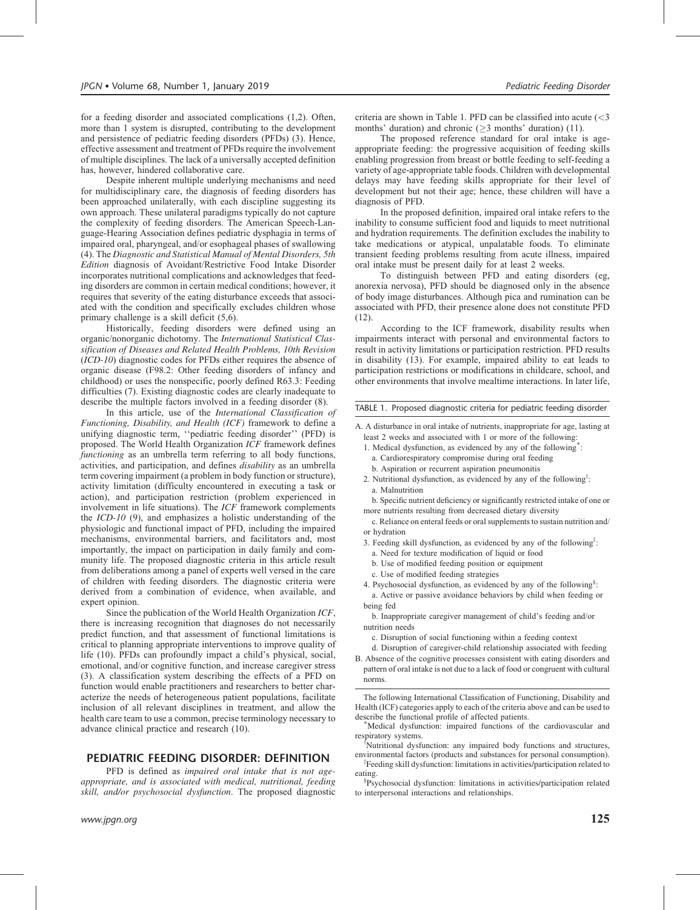for a feeding disorder and associated complications (1,2). Often, more than 1 system is disrupted, contributing to the development and persistence of pediatric feeding disorders (PFDs) (3). Hence, effective assessment and treatment of PFDs require the involvement of multiple disciplines. The lack of a universally accepted definition has, however, hindered collaborative care.

Despite inherent multiple underlying mechanisms and need for multidisciplinary care, the diagnosis of feeding disorders has been approached unilaterally, with each discipline suggesting its own approach. These unilateral paradigms typically do not capture the complexity of feeding disorders. The American Speech-Language-Hearing Association defines pediatric dysphagia in terms of impaired oral, pharyngeal, and/or esophageal phases of swallowing (4). The *Diagnostic and Statistical Manual of Mental Disorders, 5th Edition* diagnosis of Avoidant/Restrictive Food Intake Disorder incorporates nutritional complications and acknowledges that feeding disorders are common in certain medical conditions; however, it requires that severity of the eating disturbance exceeds that associated with the condition and specifically excludes children whose primary challenge is a skill deficit (5,6).

Historically, feeding disorders were defined using an organic/nonorganic dichotomy. The *International Statistical Classification of Diseases and Related Health Problems, 10th Revision* (*ICD-10*) diagnostic codes for PFDs either requires the absence of organic disease (F98.2: Other feeding disorders of infancy and childhood) or uses the nonspecific, poorly defined R63.3: Feeding difficulties (7). Existing diagnostic codes are clearly inadequate to describe the multiple factors involved in a feeding disorder (8).

In this article, use of the *International Classification of Functioning, Disability, and Health (ICF)* framework to define a unifying diagnostic term, ''pediatric feeding disorder'' (PFD) is proposed. The World Health Organization *ICF* framework defines *functioning* as an umbrella term referring to all body functions, activities, and participation, and defines *disability* as an umbrella term covering impairment (a problem in body function or structure), activity limitation (difficulty encountered in executing a task or action), and participation restriction (problem experienced in involvement in life situations). The *ICF* framework complements the *ICD-10* (9), and emphasizes a holistic understanding of the physiologic and functional impact of PFD, including the impaired mechanisms, environmental barriers, and facilitators and, most importantly, the impact on participation in daily family and community life. The proposed diagnostic criteria in this article result from deliberations among a panel of experts well versed in the care of children with feeding disorders. The diagnostic criteria were derived from a combination of evidence, when available, and expert opinion.

Since the publication of the World Health Organization *ICF*, there is increasing recognition that diagnoses do not necessarily predict function, and that assessment of functional limitations is critical to planning appropriate interventions to improve quality of life (10). PFDs can profoundly impact a child's physical, social, emotional, and/or cognitive function, and increase caregiver stress (3). A classification system describing the effects of a PFD on function would enable practitioners and researchers to better characterize the needs of heterogeneous patient populations, facilitate inclusion of all relevant disciplines in treatment, and allow the health care team to use a common, precise terminology necessary to advance clinical practice and research (10).

## PEDIATRIC FEEDING DISORDER: DEFINITION

PFD is defined as *impaired oral intake that is not age-appropriate, and is associated with medical, nutritional, feeding skill, and/or psychosocial dysfunction*. The proposed diagnostic criteria are shown in Table 1. PFD can be classified into acute ($<3$ months' duration) and chronic ($\geq 3$ months' duration) (11).

The proposed reference standard for oral intake is age-appropriate feeding: the progressive acquisition of feeding skills enabling progression from breast or bottle feeding to self-feeding a variety of age-appropriate table foods. Children with developmental delays may have feeding skills appropriate for their level of development but not their age; hence, these children will have a diagnosis of PFD.

In the proposed definition, impaired oral intake refers to the inability to consume sufficient food and liquids to meet nutritional and hydration requirements. The definition excludes the inability to take medications or atypical, unpalatable foods. To eliminate transient feeding problems resulting from acute illness, impaired oral intake must be present daily for at least 2 weeks.

To distinguish between PFD and eating disorders (eg, anorexia nervosa), PFD should be diagnosed only in the absence of body image disturbances. Although pica and rumination can be associated with PFD, their presence alone does not constitute PFD (12).

According to the ICF framework, disability results when impairments interact with personal and environmental factors to result in activity limitations or participation restriction. PFD results in disability (13). For example, impaired ability to eat leads to participation restrictions or modifications in childcare, school, and other environments that involve mealtime interactions. In later life,

TABLE 1. Proposed diagnostic criteria for pediatric feeding disorder

A. A disturbance in oral intake of nutrients, inappropriate for age, lasting at least 2 weeks and associated with 1 or more of the following:
   1. Medical dysfunction, as evidenced by any of the following*:
      a. Cardiorespiratory compromise during oral feeding
      b. Aspiration or recurrent aspiration pneumonitis
   2. Nutritional dysfunction, as evidenced by any of the following†:
      a. Malnutrition
      b. Specific nutrient deficiency or significantly restricted intake of one or more nutrients resulting from decreased dietary diversity
      c. Reliance on enteral feeds or oral supplements to sustain nutrition and/or hydration
   3. Feeding skill dysfunction, as evidenced by any of the following‡:
      a. Need for texture modification of liquid or food
      b. Use of modified feeding position or equipment
      c. Use of modified feeding strategies
   4. Psychosocial dysfunction, as evidenced by any of the following§:
      a. Active or passive avoidance behaviors by child when feeding or being fed
      b. Inappropriate caregiver management of child's feeding and/or nutrition needs
      c. Disruption of social functioning within a feeding context
      d. Disruption of caregiver-child relationship associated with feeding

B. Absence of the cognitive processes consistent with eating disorders and pattern of oral intake is not due to a lack of food or congruent with cultural norms.

The following International Classification of Functioning, Disability and Health (ICF) categories apply to each of the criteria above and can be used to describe the functional profile of affected patients.

*Medical dysfunction: impaired functions of the cardiovascular and respiratory systems.

†Nutritional dysfunction: any impaired body functions and structures, environmental factors (products and substances for personal consumption).

‡Feeding skill dysfunction: limitations in activities/participation related to eating.

§Psychosocial dysfunction: limitations in activities/participation related to interpersonal interactions and relationships.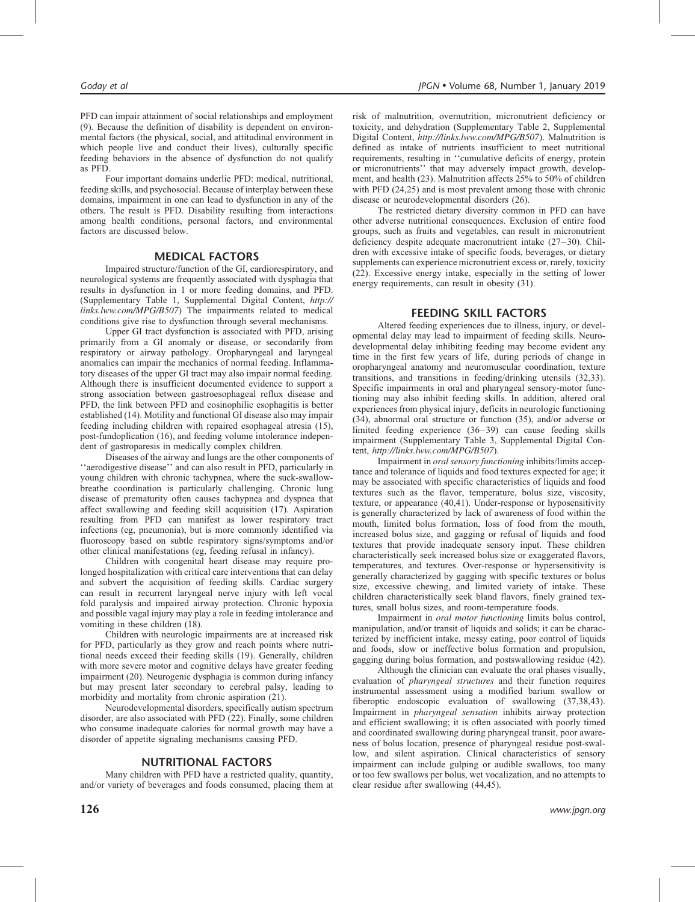PFD can impair attainment of social relationships and employment (9). Because the definition of disability is dependent on environmental factors (the physical, social, and attitudinal environment in which people live and conduct their lives), culturally specific feeding behaviors in the absence of dysfunction do not qualify as PFD.

Four important domains underlie PFD: medical, nutritional, feeding skills, and psychosocial. Because of interplay between these domains, impairment in one can lead to dysfunction in any of the others. The result is PFD. Disability resulting from interactions among health conditions, personal factors, and environmental factors are discussed below.

## MEDICAL FACTORS

Impaired structure/function of the GI, cardiorespiratory, and neurological systems are frequently associated with dysphagia that results in dysfunction in 1 or more feeding domains, and PFD. (Supplementary Table 1, Supplemental Digital Content, *http://links.lww.com/MPG/B507*) The impairments related to medical conditions give rise to dysfunction through several mechanisms.

Upper GI tract dysfunction is associated with PFD, arising primarily from a GI anomaly or disease, or secondarily from respiratory or airway pathology. Oropharyngeal and laryngeal anomalies can impair the mechanics of normal feeding. Inflammatory diseases of the upper GI tract may also impair normal feeding. Although there is insufficient documented evidence to support a strong association between gastroesophageal reflux disease and PFD, the link between PFD and eosinophilic esophagitis is better established (14). Motility and functional GI disease also may impair feeding including children with repaired esophageal atresia (15), post-fundoplication (16), and feeding volume intolerance independent of gastroparesis in medically complex children.

Diseases of the airway and lungs are the other components of ''aerodigestive disease'' and can also result in PFD, particularly in young children with chronic tachypnea, where the suck-swallow-breathe coordination is particularly challenging. Chronic lung disease of prematurity often causes tachypnea and dyspnea that affect swallowing and feeding skill acquisition (17). Aspiration resulting from PFD can manifest as lower respiratory tract infections (eg, pneumonia), but is more commonly identified via fluoroscopy based on subtle respiratory signs/symptoms and/or other clinical manifestations (eg, feeding refusal in infancy).

Children with congenital heart disease may require prolonged hospitalization with critical care interventions that can delay and subvert the acquisition of feeding skills. Cardiac surgery can result in recurrent laryngeal nerve injury with left vocal fold paralysis and impaired airway protection. Chronic hypoxia and possible vagal injury may play a role in feeding intolerance and vomiting in these children (18).

Children with neurologic impairments are at increased risk for PFD, particularly as they grow and reach points where nutritional needs exceed their feeding skills (19). Generally, children with more severe motor and cognitive delays have greater feeding impairment (20). Neurogenic dysphagia is common during infancy but may present later secondary to cerebral palsy, leading to morbidity and mortality from chronic aspiration (21).

Neurodevelopmental disorders, specifically autism spectrum disorder, are also associated with PFD (22). Finally, some children who consume inadequate calories for normal growth may have a disorder of appetite signaling mechanisms causing PFD.

## NUTRITIONAL FACTORS

Many children with PFD have a restricted quality, quantity, and/or variety of beverages and foods consumed, placing them at risk of malnutrition, overnutrition, micronutrient deficiency or toxicity, and dehydration (Supplementary Table 2, Supplemental Digital Content, *http://links.lww.com/MPG/B507*). Malnutrition is defined as intake of nutrients insufficient to meet nutritional requirements, resulting in ''cumulative deficits of energy, protein or micronutrients'' that may adversely impact growth, development, and health (23). Malnutrition affects 25% to 50% of children with PFD (24,25) and is most prevalent among those with chronic disease or neurodevelopmental disorders (26).

The restricted dietary diversity common in PFD can have other adverse nutritional consequences. Exclusion of entire food groups, such as fruits and vegetables, can result in micronutrient deficiency despite adequate macronutrient intake (27–30). Children with excessive intake of specific foods, beverages, or dietary supplements can experience micronutrient excess or, rarely, toxicity (22). Excessive energy intake, especially in the setting of lower energy requirements, can result in obesity (31).

## FEEDING SKILL FACTORS

Altered feeding experiences due to illness, injury, or developmental delay may lead to impairment of feeding skills. Neurodevelopmental delay inhibiting feeding may become evident any time in the first few years of life, during periods of change in oropharyngeal anatomy and neuromuscular coordination, texture transitions, and transitions in feeding/drinking utensils (32,33). Specific impairments in oral and pharyngeal sensory-motor functioning may also inhibit feeding skills. In addition, altered oral experiences from physical injury, deficits in neurologic functioning (34), abnormal oral structure or function (35), and/or adverse or limited feeding experience (36–39) can cause feeding skills impairment (Supplementary Table 3, Supplemental Digital Content, *http://links.lww.com/MPG/B507*).

Impairment in *oral sensory functioning* inhibits/limits acceptance and tolerance of liquids and food textures expected for age; it may be associated with specific characteristics of liquids and food textures such as the flavor, temperature, bolus size, viscosity, texture, or appearance (40,41). Under-response or hyposensitivity is generally characterized by lack of awareness of food within the mouth, limited bolus formation, loss of food from the mouth, increased bolus size, and gagging or refusal of liquids and food textures that provide inadequate sensory input. These children characteristically seek increased bolus size or exaggerated flavors, temperatures, and textures. Over-response or hypersensitivity is generally characterized by gagging with specific textures or bolus size, excessive chewing, and limited variety of intake. These children characteristically seek bland flavors, finely grained textures, small bolus sizes, and room-temperature foods.

Impairment in *oral motor functioning* limits bolus control, manipulation, and/or transit of liquids and solids; it can be characterized by inefficient intake, messy eating, poor control of liquids and foods, slow or ineffective bolus formation and propulsion, gagging during bolus formation, and postswallowing residue (42).

Although the clinician can evaluate the oral phases visually, evaluation of *pharyngeal structures* and their function requires instrumental assessment using a modified barium swallow or fiberoptic endoscopic evaluation of swallowing (37,38,43). Impairment in *pharyngeal sensation* inhibits airway protection and efficient swallowing; it is often associated with poorly timed and coordinated swallowing during pharyngeal transit, poor awareness of bolus location, presence of pharyngeal residue post-swallow, and silent aspiration. Clinical characteristics of sensory impairment can include gulping or audible swallows, too many or too few swallows per bolus, wet vocalization, and no attempts to clear residue after swallowing (44,45).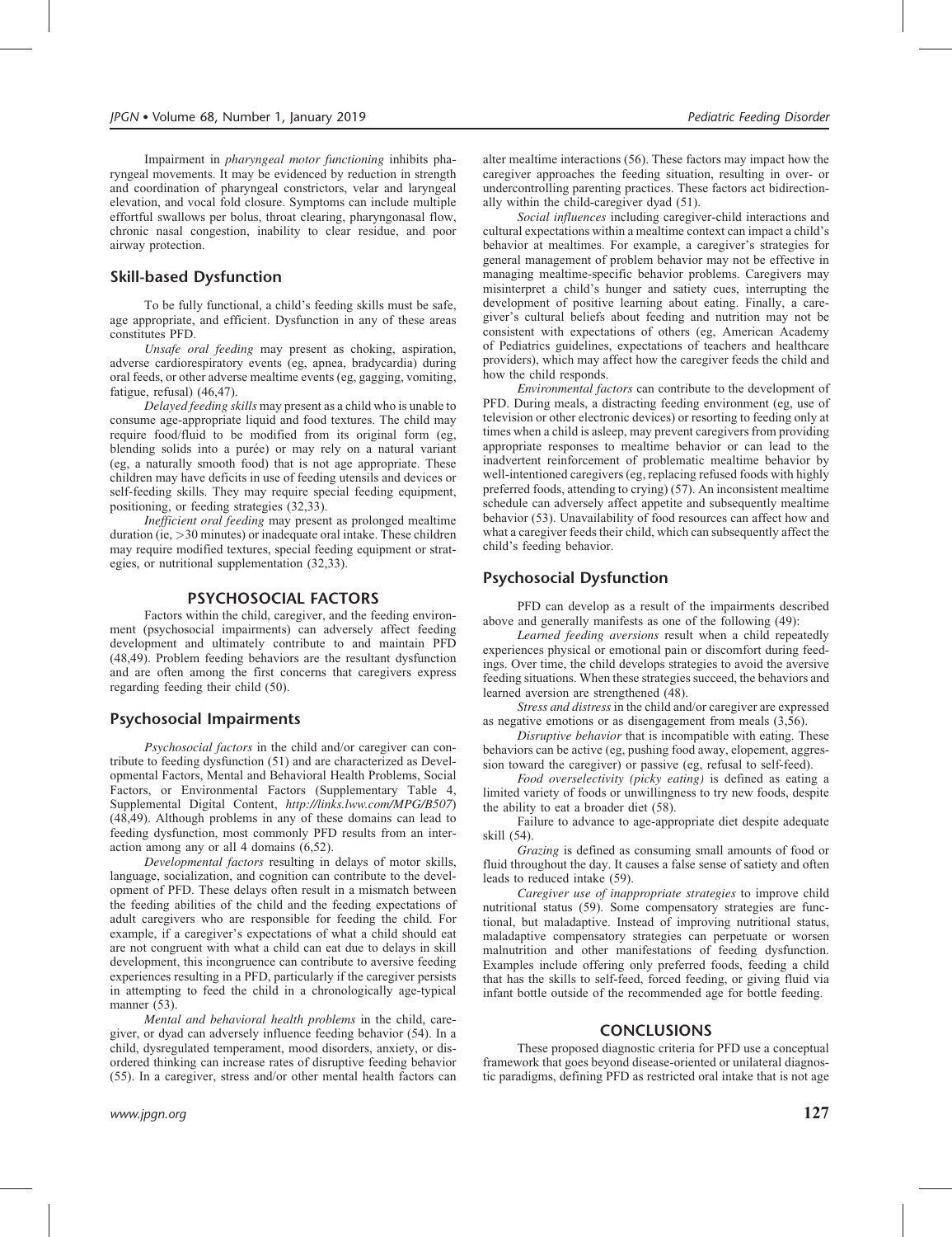Impairment in *pharyngeal motor functioning* inhibits pharyngeal movements. It may be evidenced by reduction in strength and coordination of pharyngeal constrictors, velar and laryngeal elevation, and vocal fold closure. Symptoms can include multiple effortful swallows per bolus, throat clearing, pharyngonasal flow, chronic nasal congestion, inability to clear residue, and poor airway protection.

## Skill-based Dysfunction

To be fully functional, a child's feeding skills must be safe, age appropriate, and efficient. Dysfunction in any of these areas constitutes PFD.

*Unsafe oral feeding* may present as choking, aspiration, adverse cardiorespiratory events (eg, apnea, bradycardia) during oral feeds, or other adverse mealtime events (eg, gagging, vomiting, fatigue, refusal) (46,47).

*Delayed feeding skills* may present as a child who is unable to consume age-appropriate liquid and food textures. The child may require food/fluid to be modified from its original form (eg, blending solids into a purée) or may rely on a natural variant (eg, a naturally smooth food) that is not age appropriate. These children may have deficits in use of feeding utensils and devices or self-feeding skills. They may require special feeding equipment, positioning, or feeding strategies (32,33).

*Inefficient oral feeding* may present as prolonged mealtime duration (ie, >30 minutes) or inadequate oral intake. These children may require modified textures, special feeding equipment or strategies, or nutritional supplementation (32,33).

# PSYCHOSOCIAL FACTORS

Factors within the child, caregiver, and the feeding environment (psychosocial impairments) can adversely affect feeding development and ultimately contribute to and maintain PFD (48,49). Problem feeding behaviors are the resultant dysfunction and are often among the first concerns that caregivers express regarding feeding their child (50).

## Psychosocial Impairments

*Psychosocial factors* in the child and/or caregiver can contribute to feeding dysfunction (51) and are characterized as Developmental Factors, Mental and Behavioral Health Problems, Social Factors, or Environmental Factors (Supplementary Table 4, Supplemental Digital Content, *http://links.lww.com/MPG/B507*) (48,49). Although problems in any of these domains can lead to feeding dysfunction, most commonly PFD results from an interaction among any or all 4 domains (6,52).

*Developmental factors* resulting in delays of motor skills, language, socialization, and cognition can contribute to the development of PFD. These delays often result in a mismatch between the feeding abilities of the child and the feeding expectations of adult caregivers who are responsible for feeding the child. For example, if a caregiver's expectations of what a child should eat are not congruent with what a child can eat due to delays in skill development, this incongruence can contribute to aversive feeding experiences resulting in a PFD, particularly if the caregiver persists in attempting to feed the child in a chronologically age-typical manner (53).

*Mental and behavioral health problems* in the child, caregiver, or dyad can adversely influence feeding behavior (54). In a child, dysregulated temperament, mood disorders, anxiety, or disordered thinking can increase rates of disruptive feeding behavior (55). In a caregiver, stress and/or other mental health factors can alter mealtime interactions (56). These factors may impact how the caregiver approaches the feeding situation, resulting in over- or undercontrolling parenting practices. These factors act bidirectionally within the child-caregiver dyad (51).

*Social influences* including caregiver-child interactions and cultural expectations within a mealtime context can impact a child's behavior at mealtimes. For example, a caregiver's strategies for general management of problem behavior may not be effective in managing mealtime-specific behavior problems. Caregivers may misinterpret a child's hunger and satiety cues, interrupting the development of positive learning about eating. Finally, a caregiver's cultural beliefs about feeding and nutrition may not be consistent with expectations of others (eg, American Academy of Pediatrics guidelines, expectations of teachers and healthcare providers), which may affect how the caregiver feeds the child and how the child responds.

*Environmental factors* can contribute to the development of PFD. During meals, a distracting feeding environment (eg, use of television or other electronic devices) or resorting to feeding only at times when a child is asleep, may prevent caregivers from providing appropriate responses to mealtime behavior or can lead to the inadvertent reinforcement of problematic mealtime behavior by well-intentioned caregivers (eg, replacing refused foods with highly preferred foods, attending to crying) (57). An inconsistent mealtime schedule can adversely affect appetite and subsequently mealtime behavior (53). Unavailability of food resources can affect how and what a caregiver feeds their child, which can subsequently affect the child's feeding behavior.

## Psychosocial Dysfunction

PFD can develop as a result of the impairments described above and generally manifests as one of the following (49):

*Learned feeding aversions* result when a child repeatedly experiences physical or emotional pain or discomfort during feedings. Over time, the child develops strategies to avoid the aversive feeding situations. When these strategies succeed, the behaviors and learned aversion are strengthened (48).

*Stress and distress* in the child and/or caregiver are expressed as negative emotions or as disengagement from meals (3,56).

*Disruptive behavior* that is incompatible with eating. These behaviors can be active (eg, pushing food away, elopement, aggression toward the caregiver) or passive (eg, refusal to self-feed).

*Food overselectivity (picky eating)* is defined as eating a limited variety of foods or unwillingness to try new foods, despite the ability to eat a broader diet (58).

Failure to advance to age-appropriate diet despite adequate skill (54).

*Grazing* is defined as consuming small amounts of food or fluid throughout the day. It causes a false sense of satiety and often leads to reduced intake (59).

*Caregiver use of inappropriate strategies* to improve child nutritional status (59). Some compensatory strategies are functional, but maladaptive. Instead of improving nutritional status, maladaptive compensatory strategies can perpetuate or worsen malnutrition and other manifestations of feeding dysfunction. Examples include offering only preferred foods, feeding a child that has the skills to self-feed, forced feeding, or giving fluid via infant bottle outside of the recommended age for bottle feeding.

# CONCLUSIONS

These proposed diagnostic criteria for PFD use a conceptual framework that goes beyond disease-oriented or unilateral diagnostic paradigms, defining PFD as restricted oral intake that is not age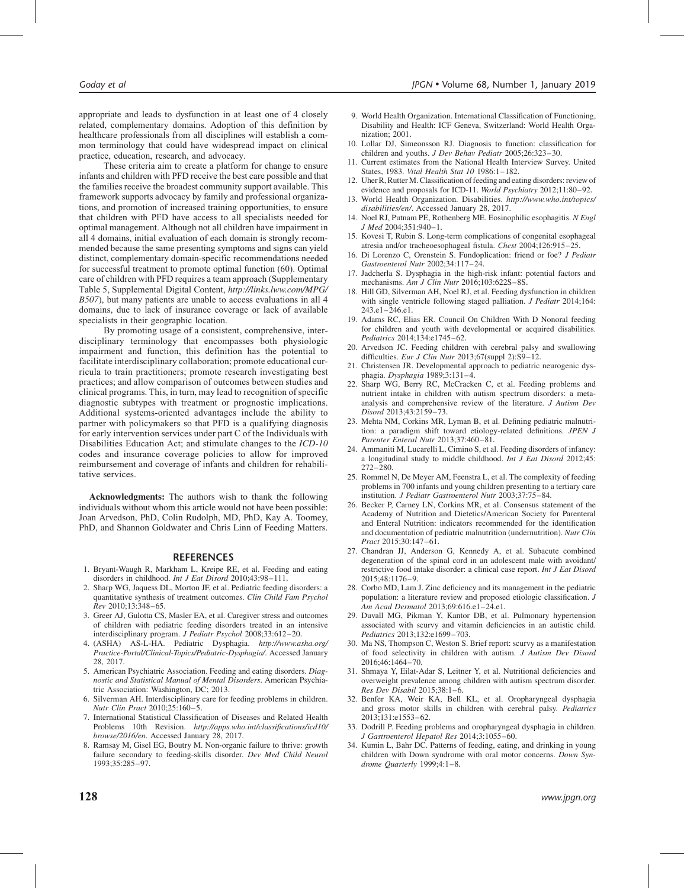appropriate and leads to dysfunction in at least one of 4 closely related, complementary domains. Adoption of this definition by healthcare professionals from all disciplines will establish a common terminology that could have widespread impact on clinical practice, education, research, and advocacy.

These criteria aim to create a platform for change to ensure infants and children with PFD receive the best care possible and that the families receive the broadest community support available. This framework supports advocacy by family and professional organizations, and promotion of increased training opportunities, to ensure that children with PFD have access to all specialists needed for optimal management. Although not all children have impairment in all 4 domains, initial evaluation of each domain is strongly recommended because the same presenting symptoms and signs can yield distinct, complementary domain-specific recommendations needed for successful treatment to promote optimal function (60). Optimal care of children with PFD requires a team approach (Supplementary Table 5, Supplemental Digital Content, *http://links.lww.com/MPG/B507*), but many patients are unable to access evaluations in all 4 domains, due to lack of insurance coverage or lack of available specialists in their geographic location.

By promoting usage of a consistent, comprehensive, interdisciplinary terminology that encompasses both physiologic impairment and function, this definition has the potential to facilitate interdisciplinary collaboration; promote educational curricula to train practitioners; promote research investigating best practices; and allow comparison of outcomes between studies and clinical programs. This, in turn, may lead to recognition of specific diagnostic subtypes with treatment or prognostic implications. Additional systems-oriented advantages include the ability to partner with policymakers so that PFD is a qualifying diagnosis for early intervention services under part C of the Individuals with Disabilities Education Act; and stimulate changes to the *ICD-10* codes and insurance coverage policies to allow for improved reimbursement and coverage of infants and children for rehabilitative services.

**Acknowledgments:** The authors wish to thank the following individuals without whom this article would not have been possible: Joan Arvedson, PhD, Colin Rudolph, MD, PhD, Kay A. Toomey, PhD, and Shannon Goldwater and Chris Linn of Feeding Matters.

## REFERENCES

1. Bryant-Waugh R, Markham L, Kreipe RE, et al. Feeding and eating disorders in childhood. *Int J Eat Disord* 2010;43:98–111.
2. Sharp WG, Jaquess DL, Morton JF, et al. Pediatric feeding disorders: a quantitative synthesis of treatment outcomes. *Clin Child Fam Psychol Rev* 2010;13:348–65.
3. Greer AJ, Gulotta CS, Masler EA, et al. Caregiver stress and outcomes of children with pediatric feeding disorders treated in an intensive interdisciplinary program. *J Pediatr Psychol* 2008;33:612–20.
4. (ASHA) AS-L-HA. Pediatric Dysphagia. *http://www.asha.org/Practice-Portal/Clinical-Topics/Pediatric-Dysphagia/*. Accessed January 28, 2017.
5. American Psychiatric Association. Feeding and eating disorders. *Diagnostic and Statistical Manual of Mental Disorders*. American Psychiatric Association: Washington, DC; 2013.
6. Silverman AH. Interdisciplinary care for feeding problems in children. *Nutr Clin Pract* 2010;25:160–5.
7. International Statistical Classification of Diseases and Related Health Problems 10th Revision. *http://apps.who.int/classifications/icd10/browse/2016/en*. Accessed January 28, 2017.
8. Ramsay M, Gisel EG, Boutry M. Non-organic failure to thrive: growth failure secondary to feeding-skills disorder. *Dev Med Child Neurol* 1993;35:285–97.
9. World Health Organization. International Classification of Functioning, Disability and Health: ICF Geneva, Switzerland: World Health Organization; 2001.
10. Lollar DJ, Simeonsson RJ. Diagnosis to function: classification for children and youths. *J Dev Behav Pediatr* 2005;26:323–30.
11. Current estimates from the National Health Interview Survey. United States, 1983. *Vital Health Stat 10* 1986:1–182.
12. Uher R, Rutter M. Classification of feeding and eating disorders: review of evidence and proposals for ICD-11. *World Psychiatry* 2012;11:80–92.
13. World Health Organization. Disabilities. *http://www.who.int/topics/disabilities/en/*. Accessed January 28, 2017.
14. Noel RJ, Putnam PE, Rothenberg ME. Eosinophilic esophagitis. *N Engl J Med* 2004;351:940–1.
15. Kovesi T, Rubin S. Long-term complications of congenital esophageal atresia and/or tracheoesophageal fistula. *Chest* 2004;126:915–25.
16. Di Lorenzo C, Orenstein S. Fundoplication: friend or foe? *J Pediatr Gastroenterol Nutr* 2002;34:117–24.
17. Jadcherla S. Dysphagia in the high-risk infant: potential factors and mechanisms. *Am J Clin Nutr* 2016;103:622S–8S.
18. Hill GD, Silverman AH, Noel RJ, et al. Feeding dysfunction in children with single ventricle following staged palliation. *J Pediatr* 2014;164:243.e1–246.e1.
19. Adams RC, Elias ER. Council On Children With D Nonoral feeding for children and youth with developmental or acquired disabilities. *Pediatrics* 2014;134:e1745–62.
20. Arvedson JC. Feeding children with cerebral palsy and swallowing difficulties. *Eur J Clin Nutr* 2013;67(suppl 2):S9–12.
21. Christensen JR. Developmental approach to pediatric neurogenic dysphagia. *Dysphagia* 1989;3:131–4.
22. Sharp WG, Berry RC, McCracken C, et al. Feeding problems and nutrient intake in children with autism spectrum disorders: a meta-analysis and comprehensive review of the literature. *J Autism Dev Disord* 2013;43:2159–73.
23. Mehta NM, Corkins MR, Lyman B, et al. Defining pediatric malnutrition: a paradigm shift toward etiology-related definitions. *JPEN J Parenter Enteral Nutr* 2013;37:460–81.
24. Ammaniti M, Lucarelli L, Cimino S, et al. Feeding disorders of infancy: a longitudinal study to middle childhood. *Int J Eat Disord* 2012;45:272–280.
25. Rommel N, De Meyer AM, Feenstra L, et al. The complexity of feeding problems in 700 infants and young children presenting to a tertiary care institution. *J Pediatr Gastroenterol Nutr* 2003;37:75–84.
26. Becker P, Carney LN, Corkins MR, et al. Consensus statement of the Academy of Nutrition and Dietetics/American Society for Parenteral and Enteral Nutrition: indicators recommended for the identification and documentation of pediatric malnutrition (undernutrition). *Nutr Clin Pract* 2015;30:147–61.
27. Chandran JJ, Anderson G, Kennedy A, et al. Subacute combined degeneration of the spinal cord in an adolescent male with avoidant/restrictive food intake disorder: a clinical case report. *Int J Eat Disord* 2015;48:1176–9.
28. Corbo MD, Lam J. Zinc deficiency and its management in the pediatric population: a literature review and proposed etiologic classification. *J Am Acad Dermatol* 2013;69:616.e1–24.e1.
29. Duvall MG, Pikman Y, Kantor DB, et al. Pulmonary hypertension associated with scurvy and vitamin deficiencies in an autistic child. *Pediatrics* 2013;132:e1699–703.
30. Ma NS, Thompson C, Weston S. Brief report: scurvy as a manifestation of food selectivity in children with autism. *J Autism Dev Disord* 2016;46:1464–70.
31. Shmaya Y, Eilat-Adar S, Leitner Y, et al. Nutritional deficiencies and overweight prevalence among children with autism spectrum disorder. *Res Dev Disabil* 2015;38:1–6.
32. Benfer KA, Weir KA, Bell KL, et al. Oropharyngeal dysphagia and gross motor skills in children with cerebral palsy. *Pediatrics* 2013;131:e1553–62.
33. Dodrill P. Feeding problems and oropharyngeal dysphagia in children. *J Gastroenterol Hepatol Res* 2014;3:1055–60.
34. Kumin L, Bahr DC. Patterns of feeding, eating, and drinking in young children with Down syndrome with oral motor concerns. *Down Syndrome Quarterly* 1999;4:1–8.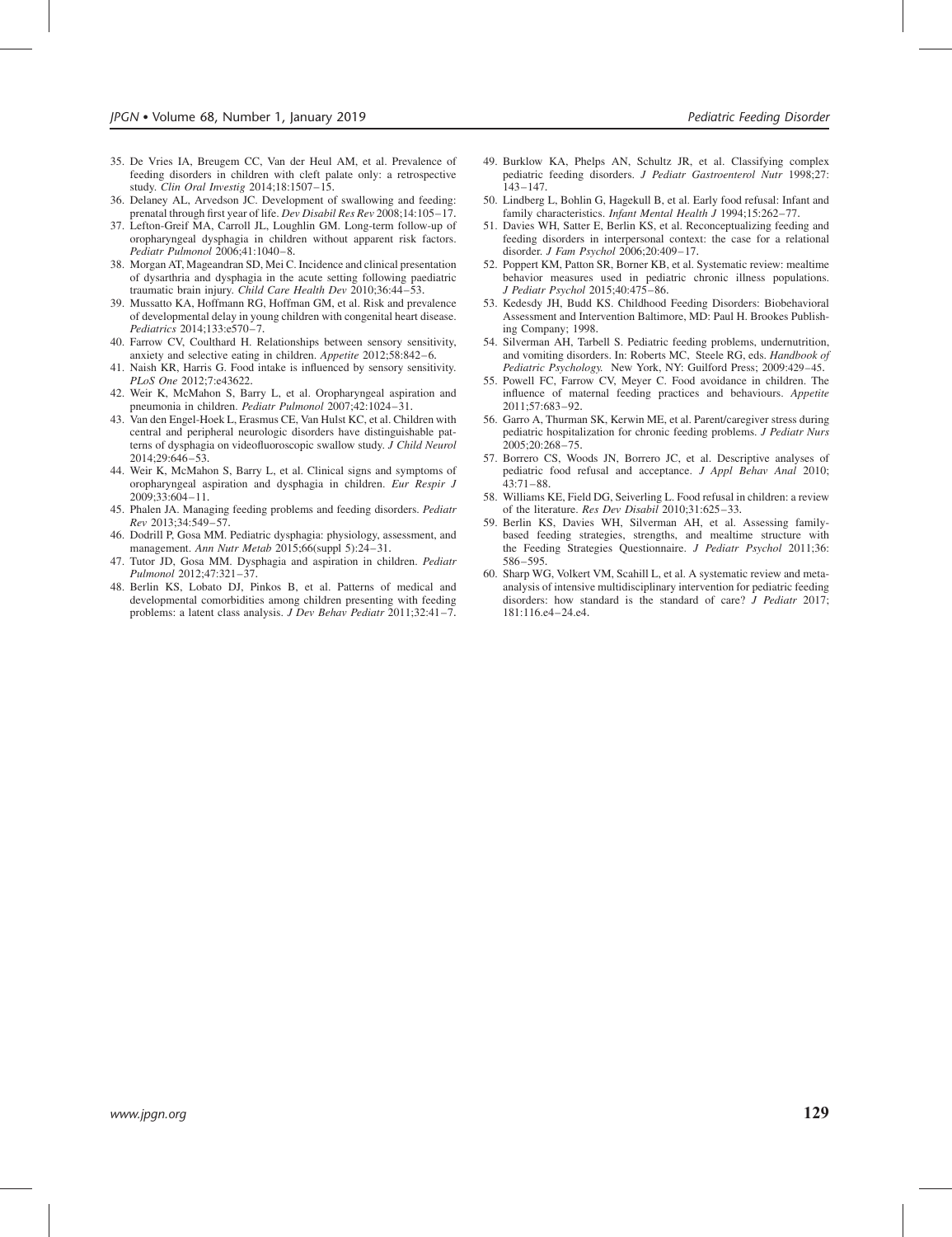35. De Vries IA, Breugem CC, Van der Heul AM, et al. Prevalence of feeding disorders in children with cleft palate only: a retrospective study. *Clin Oral Investig* 2014;18:1507–15.
36. Delaney AL, Arvedson JC. Development of swallowing and feeding: prenatal through first year of life. *Dev Disabil Res Rev* 2008;14:105–17.
37. Lefton-Greif MA, Carroll JL, Loughlin GM. Long-term follow-up of oropharyngeal dysphagia in children without apparent risk factors. *Pediatr Pulmonol* 2006;41:1040–8.
38. Morgan AT, Mageandran SD, Mei C. Incidence and clinical presentation of dysarthria and dysphagia in the acute setting following paediatric traumatic brain injury. *Child Care Health Dev* 2010;36:44–53.
39. Mussatto KA, Hoffmann RG, Hoffman GM, et al. Risk and prevalence of developmental delay in young children with congenital heart disease. *Pediatrics* 2014;133:e570–7.
40. Farrow CV, Coulthard H. Relationships between sensory sensitivity, anxiety and selective eating in children. *Appetite* 2012;58:842–6.
41. Naish KR, Harris G. Food intake is influenced by sensory sensitivity. *PLoS One* 2012;7:e43622.
42. Weir K, McMahon S, Barry L, et al. Oropharyngeal aspiration and pneumonia in children. *Pediatr Pulmonol* 2007;42:1024–31.
43. Van den Engel-Hoek L, Erasmus CE, Van Hulst KC, et al. Children with central and peripheral neurologic disorders have distinguishable patterns of dysphagia on videofluoroscopic swallow study. *J Child Neurol* 2014;29:646–53.
44. Weir K, McMahon S, Barry L, et al. Clinical signs and symptoms of oropharyngeal aspiration and dysphagia in children. *Eur Respir J* 2009;33:604–11.
45. Phalen JA. Managing feeding problems and feeding disorders. *Pediatr Rev* 2013;34:549–57.
46. Dodrill P, Gosa MM. Pediatric dysphagia: physiology, assessment, and management. *Ann Nutr Metab* 2015;66(suppl 5):24–31.
47. Tutor JD, Gosa MM. Dysphagia and aspiration in children. *Pediatr Pulmonol* 2012;47:321–37.
48. Berlin KS, Lobato DJ, Pinkos B, et al. Patterns of medical and developmental comorbidities among children presenting with feeding problems: a latent class analysis. *J Dev Behav Pediatr* 2011;32:41–7.
49. Burklow KA, Phelps AN, Schultz JR, et al. Classifying complex pediatric feeding disorders. *J Pediatr Gastroenterol Nutr* 1998;27:143–147.
50. Lindberg L, Bohlin G, Hagekull B, et al. Early food refusal: Infant and family characteristics. *Infant Mental Health J* 1994;15:262–77.
51. Davies WH, Satter E, Berlin KS, et al. Reconceptualizing feeding and feeding disorders in interpersonal context: the case for a relational disorder. *J Fam Psychol* 2006;20:409–17.
52. Poppert KM, Patton SR, Borner KB, et al. Systematic review: mealtime behavior measures used in pediatric chronic illness populations. *J Pediatr Psychol* 2015;40:475–86.
53. Kedesdy JH, Budd KS. Childhood Feeding Disorders: Biobehavioral Assessment and Intervention Baltimore, MD: Paul H. Brookes Publishing Company; 1998.
54. Silverman AH, Tarbell S. Pediatric feeding problems, undernutrition, and vomiting disorders. In: Roberts MC, Steele RG, eds. *Handbook of Pediatric Psychology.* New York, NY: Guilford Press; 2009:429–45.
55. Powell FC, Farrow CV, Meyer C. Food avoidance in children. The influence of maternal feeding practices and behaviours. *Appetite* 2011;57:683–92.
56. Garro A, Thurman SK, Kerwin ME, et al. Parent/caregiver stress during pediatric hospitalization for chronic feeding problems. *J Pediatr Nurs* 2005;20:268–75.
57. Borrero CS, Woods JN, Borrero JC, et al. Descriptive analyses of pediatric food refusal and acceptance. *J Appl Behav Anal* 2010;43:71–88.
58. Williams KE, Field DG, Seiverling L. Food refusal in children: a review of the literature. *Res Dev Disabil* 2010;31:625–33.
59. Berlin KS, Davies WH, Silverman AH, et al. Assessing family-based feeding strategies, strengths, and mealtime structure with the Feeding Strategies Questionnaire. *J Pediatr Psychol* 2011;36:586–595.
60. Sharp WG, Volkert VM, Scahill L, et al. A systematic review and meta-analysis of intensive multidisciplinary intervention for pediatric feeding disorders: how standard is the standard of care? *J Pediatr* 2017;181:116.e4–24.e4.